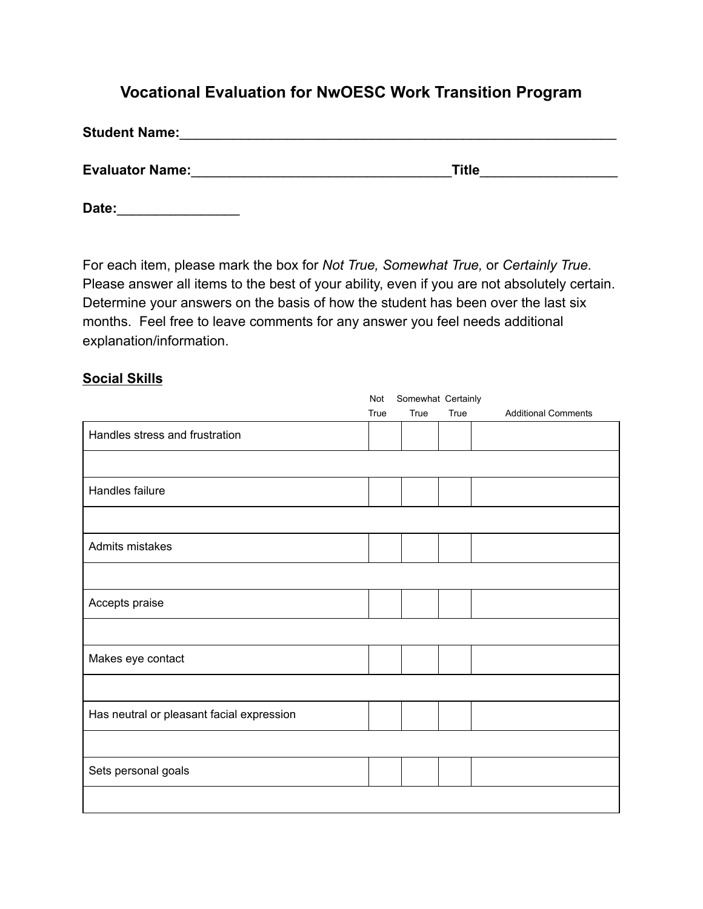# Vocational Evaluation for NwOESC Work Transition Program

**Student Name:**\_\_\_\_\_\_\_\_\_\_\_\_\_\_\_\_\_\_\_\_\_\_\_\_\_\_\_\_\_\_\_\_\_\_\_\_\_\_\_\_\_\_\_\_\_\_\_\_\_\_\_\_\_\_\_\_\_\_\_\_

**Evaluator Name:**\_\_\_\_\_\_\_\_\_\_\_\_\_\_\_\_\_\_\_\_\_\_\_\_\_\_\_\_\_\_\_\_\_\_\_\_\_**Title**\_\_\_\_\_\_\_\_\_\_\_\_\_\_\_\_\_\_

**Date:**\_\_\_\_\_\_\_\_\_\_\_\_\_\_\_\_

For each item, please mark the box for *Not True, Somewhat True,* or *Certainly True.* Please answer all items to the best of your ability, even if you are not absolutely certain. Determine your answers on the basis of how the student has been over the last six months. Feel free to leave comments for any answer you feel needs additional explanation/information.

## Social Skills

| | Not True | Somewhat True | Certainly True | Additional Comments |
|---|---|---|---|---|
| Handles stress and frustration | | | | |
| | | | | |
| Handles failure | | | | |
| | | | | |
| Admits mistakes | | | | |
| | | | | |
| Accepts praise | | | | |
| | | | | |
| Makes eye contact | | | | |
| | | | | |
| Has neutral or pleasant facial expression | | | | |
| | | | | |
| Sets personal goals | | | | |
| | | | | |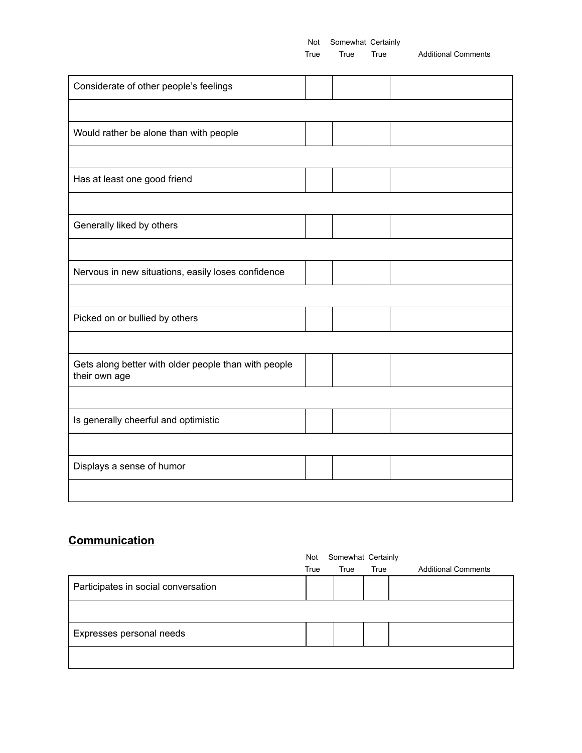| | Not True | Somewhat True | Certainly True | Additional Comments |
|---|---|---|---|---|
| Considerate of other people's feelings | | | | |
| | | | | |
| Would rather be alone than with people | | | | |
| | | | | |
| Has at least one good friend | | | | |
| | | | | |
| Generally liked by others | | | | |
| | | | | |
| Nervous in new situations, easily loses confidence | | | | |
| | | | | |
| Picked on or bullied by others | | | | |
| | | | | |
| Gets along better with older people than with people their own age | | | | |
| | | | | |
| Is generally cheerful and optimistic | | | | |
| | | | | |
| Displays a sense of humor | | | | |
| | | | | |

## **Communication**

| | Not True | Somewhat True | Certainly True | Additional Comments |
|---|---|---|---|---|
| Participates in social conversation | | | | |
| | | | | |
| Expresses personal needs | | | | |
| | | | | |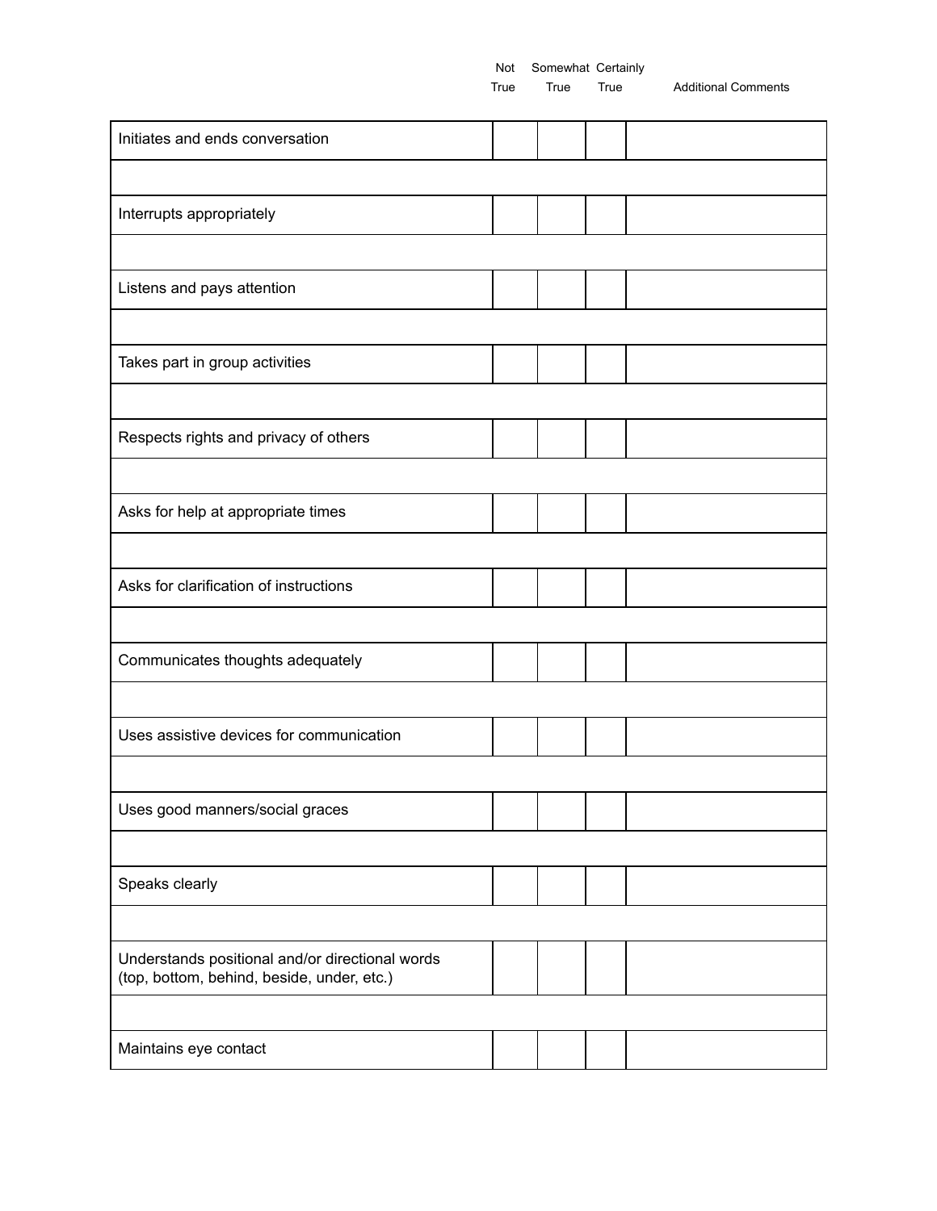| | Not True | Somewhat True | Certainly True | Additional Comments |
|---|---|---|---|---|
| Initiates and ends conversation | | | | |
| | | | | |
| Interrupts appropriately | | | | |
| | | | | |
| Listens and pays attention | | | | |
| | | | | |
| Takes part in group activities | | | | |
| | | | | |
| Respects rights and privacy of others | | | | |
| | | | | |
| Asks for help at appropriate times | | | | |
| | | | | |
| Asks for clarification of instructions | | | | |
| | | | | |
| Communicates thoughts adequately | | | | |
| | | | | |
| Uses assistive devices for communication | | | | |
| | | | | |
| Uses good manners/social graces | | | | |
| | | | | |
| Speaks clearly | | | | |
| | | | | |
| Understands positional and/or directional words (top, bottom, behind, beside, under, etc.) | | | | |
| | | | | |
| Maintains eye contact | | | | |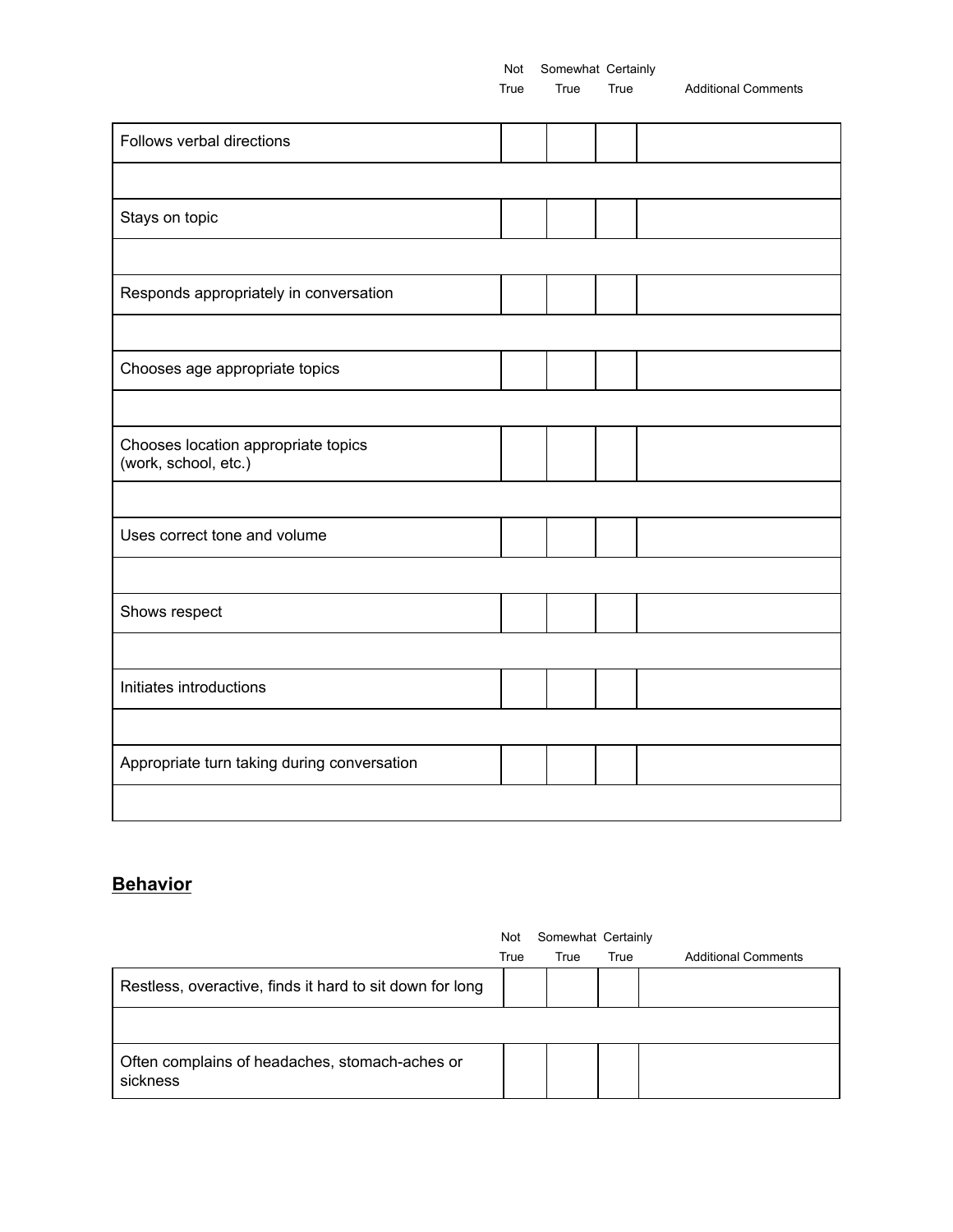| | Not True | Somewhat True | Certainly True | Additional Comments |
|---|---|---|---|---|
| Follows verbal directions | | | | |
| | | | | |
| Stays on topic | | | | |
| | | | | |
| Responds appropriately in conversation | | | | |
| | | | | |
| Chooses age appropriate topics | | | | |
| | | | | |
| Chooses location appropriate topics (work, school, etc.) | | | | |
| | | | | |
| Uses correct tone and volume | | | | |
| | | | | |
| Shows respect | | | | |
| | | | | |
| Initiates introductions | | | | |
| | | | | |
| Appropriate turn taking during conversation | | | | |
| | | | | |

## **Behavior**

| | Not True | Somewhat True | Certainly True | Additional Comments |
|---|---|---|---|---|
| Restless, overactive, finds it hard to sit down for long | | | | |
| | | | | |
| Often complains of headaches, stomach-aches or sickness | | | | |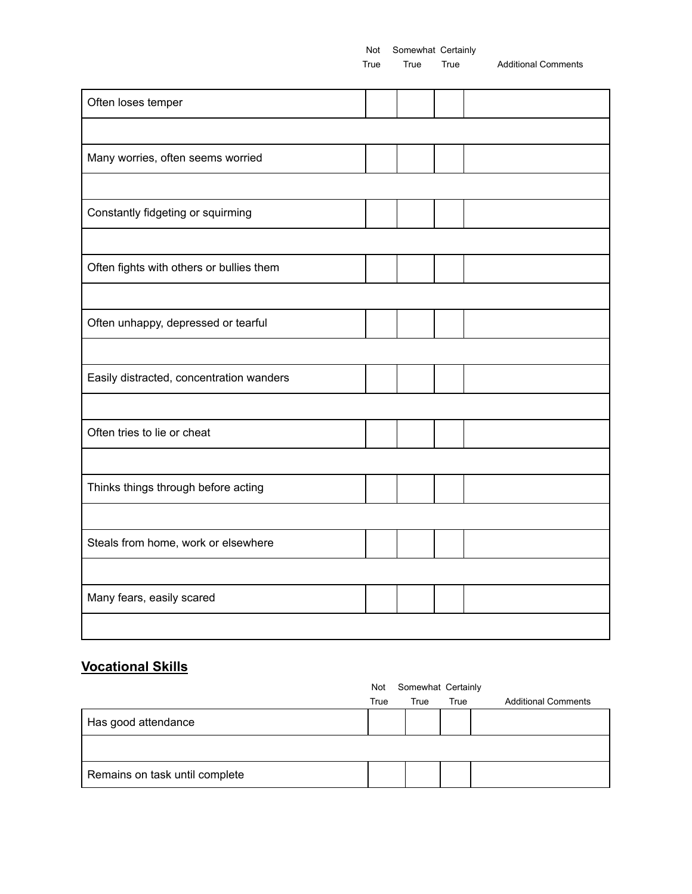| | Not True | Somewhat True | Certainly True | Additional Comments |
|---|---|---|---|---|
| Often loses temper | | | | |
| | | | | |
| Many worries, often seems worried | | | | |
| | | | | |
| Constantly fidgeting or squirming | | | | |
| | | | | |
| Often fights with others or bullies them | | | | |
| | | | | |
| Often unhappy, depressed or tearful | | | | |
| | | | | |
| Easily distracted, concentration wanders | | | | |
| | | | | |
| Often tries to lie or cheat | | | | |
| | | | | |
| Thinks things through before acting | | | | |
| | | | | |
| Steals from home, work or elsewhere | | | | |
| | | | | |
| Many fears, easily scared | | | | |
| | | | | |

## Vocational Skills

| | Not True | Somewhat True | Certainly True | Additional Comments |
|---|---|---|---|---|
| Has good attendance | | | | |
| | | | | |
| Remains on task until complete | | | | |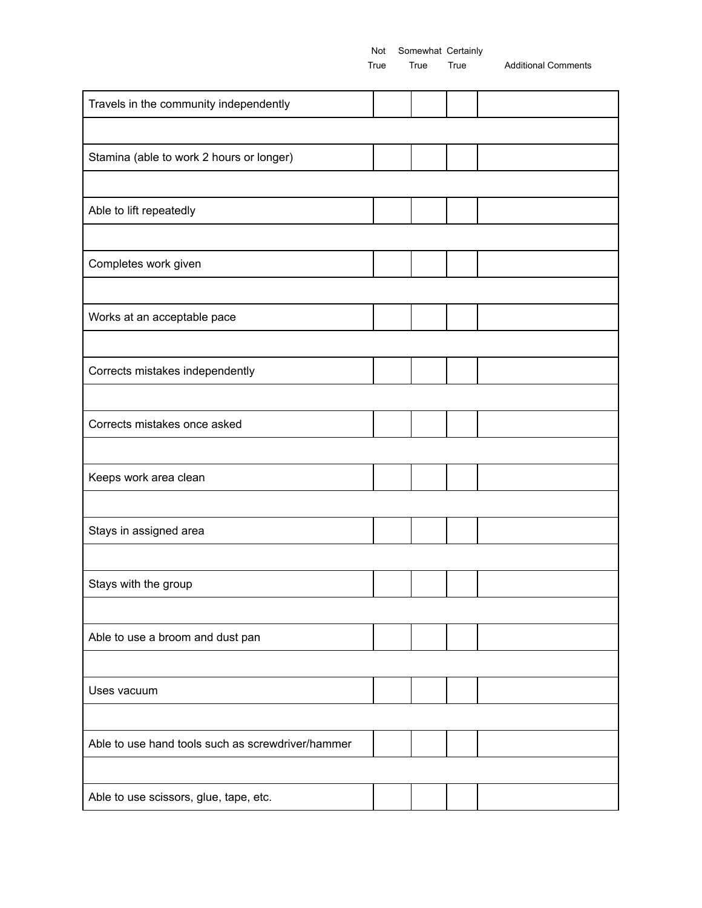| | Not True | Somewhat True | Certainly True | Additional Comments |
|---|---|---|---|---|
| Travels in the community independently | | | | |
| | | | | |
| Stamina (able to work 2 hours or longer) | | | | |
| | | | | |
| Able to lift repeatedly | | | | |
| | | | | |
| Completes work given | | | | |
| | | | | |
| Works at an acceptable pace | | | | |
| | | | | |
| Corrects mistakes independently | | | | |
| | | | | |
| Corrects mistakes once asked | | | | |
| | | | | |
| Keeps work area clean | | | | |
| | | | | |
| Stays in assigned area | | | | |
| | | | | |
| Stays with the group | | | | |
| | | | | |
| Able to use a broom and dust pan | | | | |
| | | | | |
| Uses vacuum | | | | |
| | | | | |
| Able to use hand tools such as screwdriver/hammer | | | | |
| | | | | |
| Able to use scissors, glue, tape, etc. | | | | |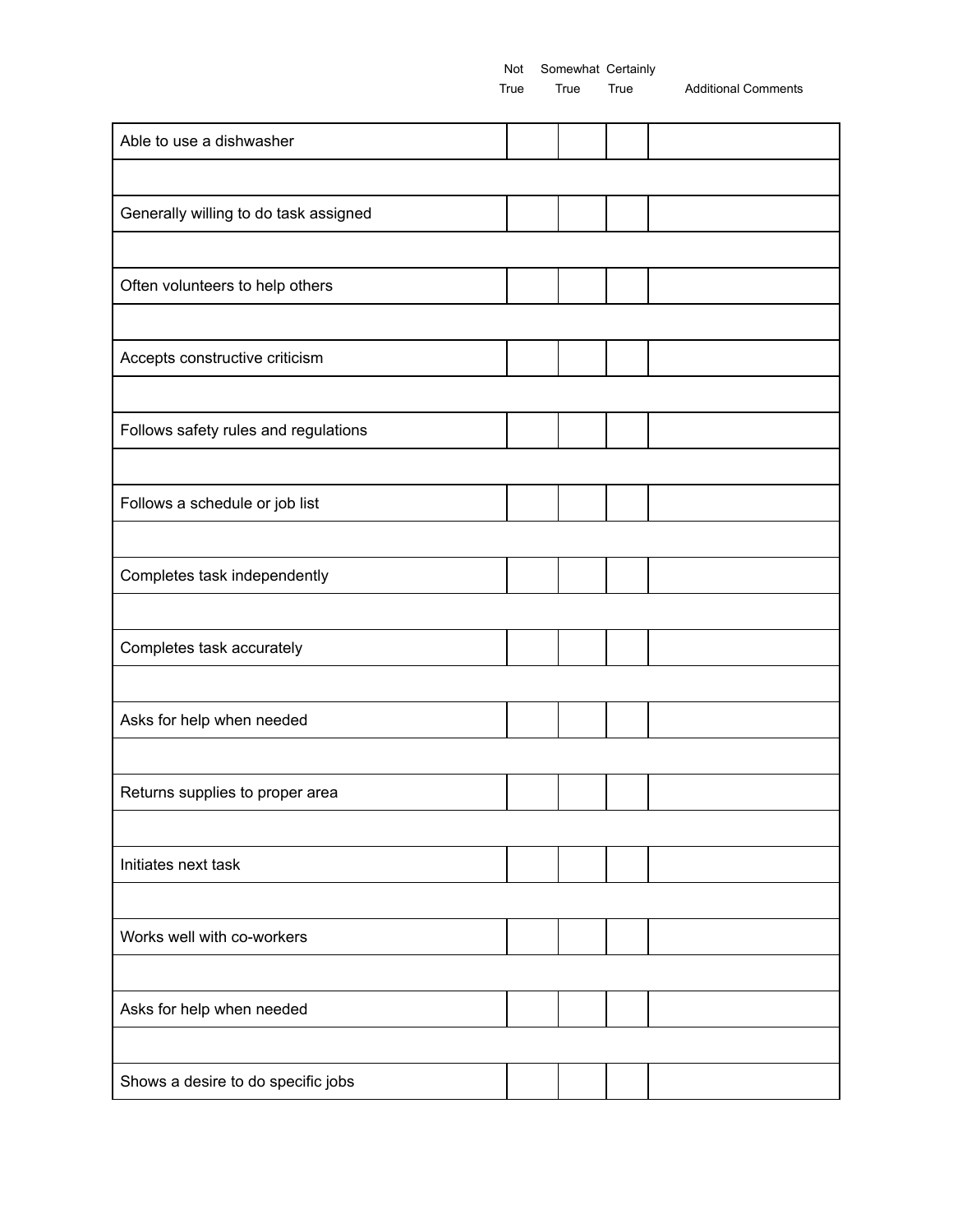| | Not True | Somewhat True | Certainly True | Additional Comments |
|---|---|---|---|---|
| Able to use a dishwasher | | | | |
| | | | | |
| Generally willing to do task assigned | | | | |
| | | | | |
| Often volunteers to help others | | | | |
| | | | | |
| Accepts constructive criticism | | | | |
| | | | | |
| Follows safety rules and regulations | | | | |
| | | | | |
| Follows a schedule or job list | | | | |
| | | | | |
| Completes task independently | | | | |
| | | | | |
| Completes task accurately | | | | |
| | | | | |
| Asks for help when needed | | | | |
| | | | | |
| Returns supplies to proper area | | | | |
| | | | | |
| Initiates next task | | | | |
| | | | | |
| Works well with co-workers | | | | |
| | | | | |
| Asks for help when needed | | | | |
| | | | | |
| Shows a desire to do specific jobs | | | | |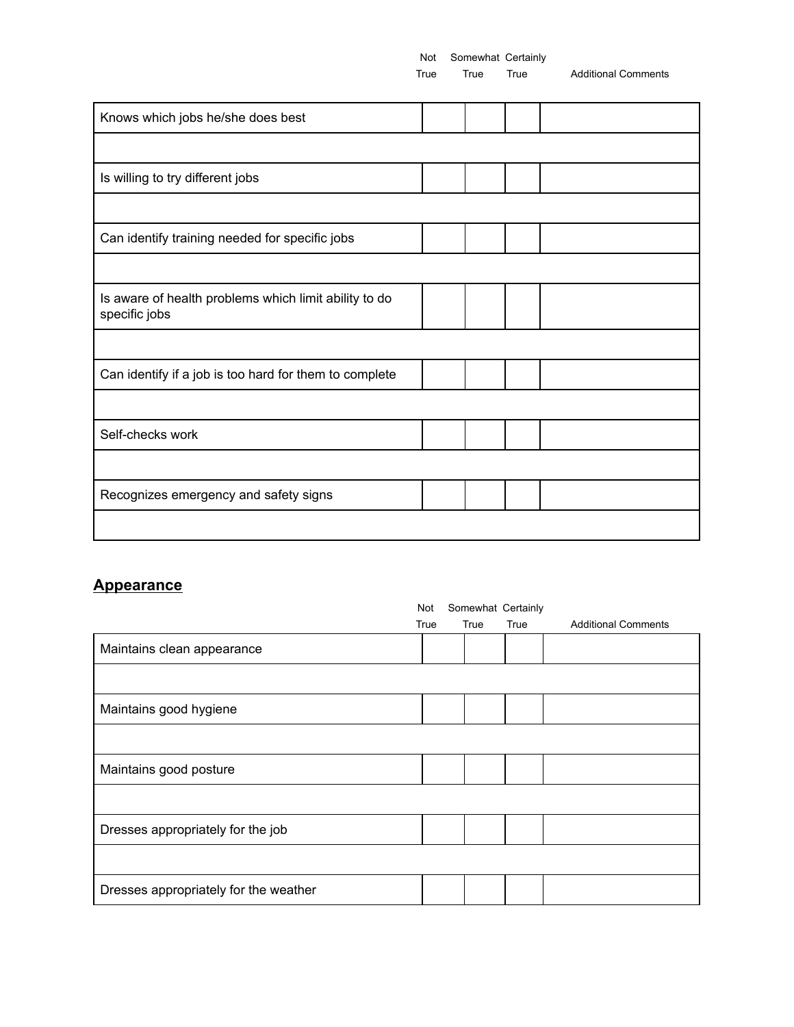| | Not True | Somewhat True | Certainly True | Additional Comments |
|---|---|---|---|---|
| Knows which jobs he/she does best | | | | |
| | | | | |
| Is willing to try different jobs | | | | |
| | | | | |
| Can identify training needed for specific jobs | | | | |
| | | | | |
| Is aware of health problems which limit ability to do specific jobs | | | | |
| | | | | |
| Can identify if a job is too hard for them to complete | | | | |
| | | | | |
| Self-checks work | | | | |
| | | | | |
| Recognizes emergency and safety signs | | | | |
| | | | | |

## Appearance

| | Not True | Somewhat True | Certainly True | Additional Comments |
|---|---|---|---|---|
| Maintains clean appearance | | | | |
| | | | | |
| Maintains good hygiene | | | | |
| | | | | |
| Maintains good posture | | | | |
| | | | | |
| Dresses appropriately for the job | | | | |
| | | | | |
| Dresses appropriately for the weather | | | | |